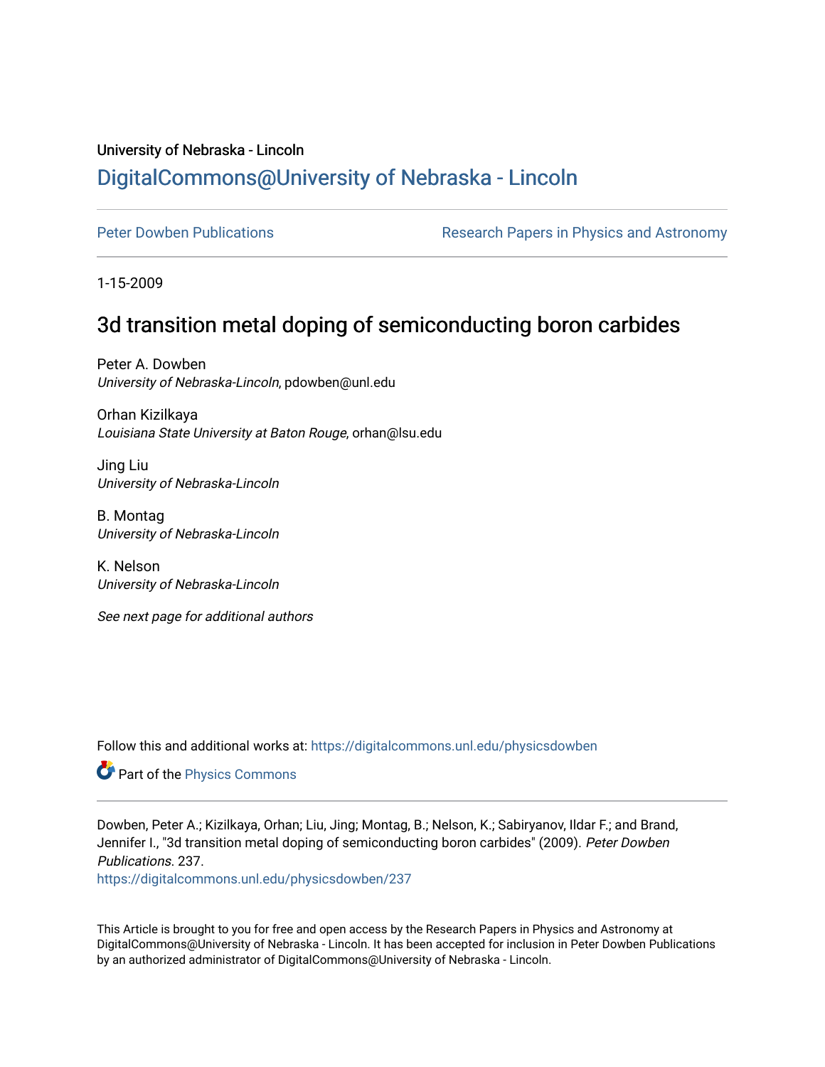University of Nebraska - Lincoln

## DigitalCommons@University of Nebraska - Lincoln

Peter Dowben Publications

Research Papers in Physics and Astronomy

1-15-2009

# 3d transition metal doping of semiconducting boron carbides

Peter A. Dowben
*University of Nebraska-Lincoln*, pdowben@unl.edu

Orhan Kizilkaya
*Louisiana State University at Baton Rouge*, orhan@lsu.edu

Jing Liu
*University of Nebraska-Lincoln*

B. Montag
*University of Nebraska-Lincoln*

K. Nelson
*University of Nebraska-Lincoln*

*See next page for additional authors*

Follow this and additional works at: https://digitalcommons.unl.edu/physicsdowben

Part of the Physics Commons

Dowben, Peter A.; Kizilkaya, Orhan; Liu, Jing; Montag, B.; Nelson, K.; Sabiryanov, Ildar F.; and Brand, Jennifer I., "3d transition metal doping of semiconducting boron carbides" (2009). *Peter Dowben Publications*. 237.
https://digitalcommons.unl.edu/physicsdowben/237

This Article is brought to you for free and open access by the Research Papers in Physics and Astronomy at DigitalCommons@University of Nebraska - Lincoln. It has been accepted for inclusion in Peter Dowben Publications by an authorized administrator of DigitalCommons@University of Nebraska - Lincoln.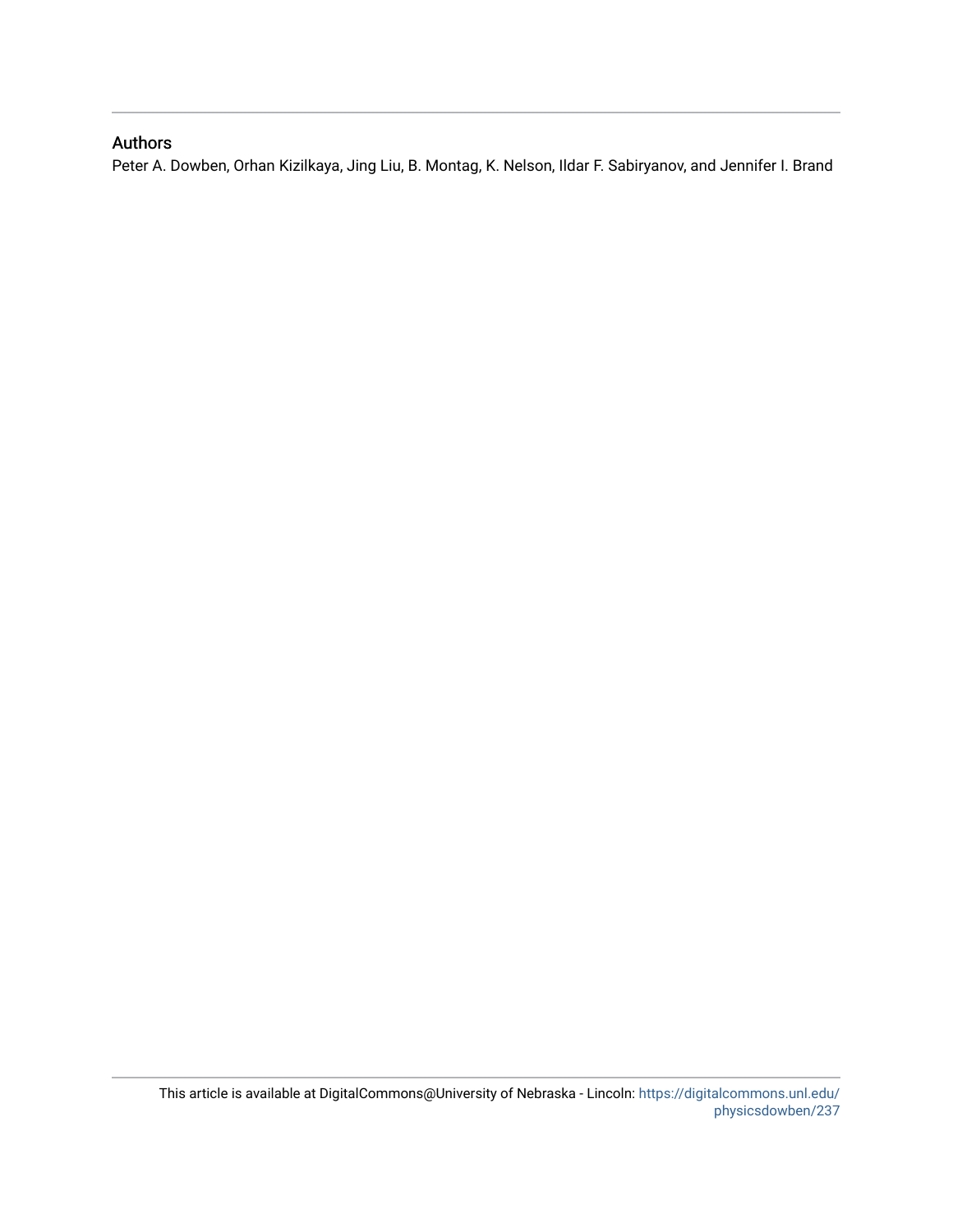## Authors

Peter A. Dowben, Orhan Kizilkaya, Jing Liu, B. Montag, K. Nelson, Ildar F. Sabiryanov, and Jennifer I. Brand

This article is available at DigitalCommons@University of Nebraska - Lincoln: https://digitalcommons.unl.edu/physicsdowben/237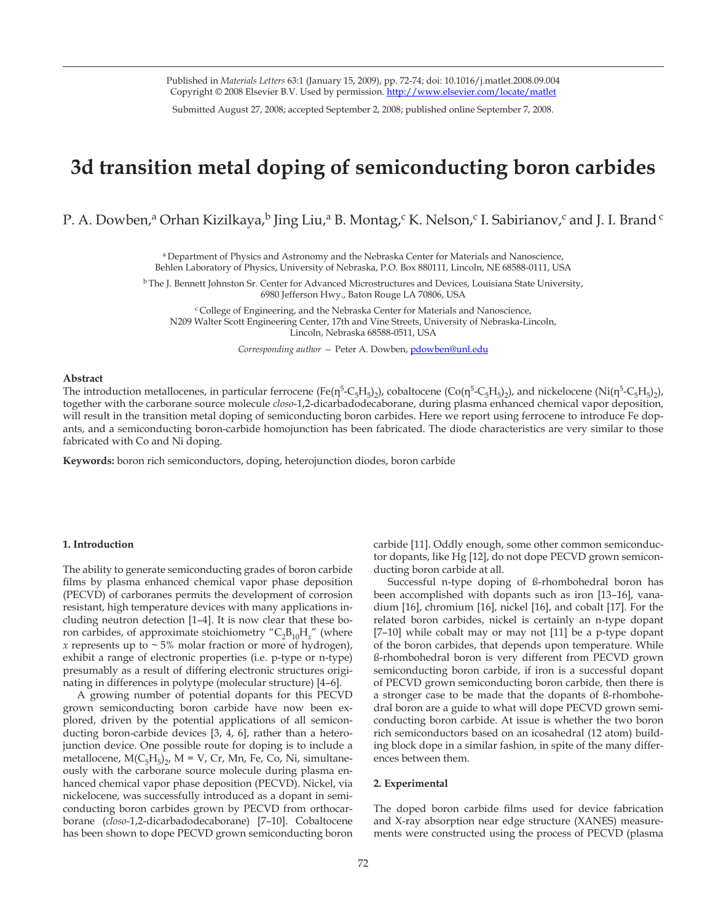Published in *Materials Letters* 63:1 (January 15, 2009), pp. 72-74; doi: 10.1016/j.matlet.2008.09.004
Copyright © 2008 Elsevier B.V. Used by permission. http://www.elsevier.com/locate/matlet

Submitted August 27, 2008; accepted September 2, 2008; published online September 7, 2008.

# 3d transition metal doping of semiconducting boron carbides

P. A. Dowben,[a] Orhan Kizilkaya,[b] Jing Liu,[a] B. Montag,[c] K. Nelson,[c] I. Sabirianov,[c] and J. I. Brand [c]

[a] Department of Physics and Astronomy and the Nebraska Center for Materials and Nanoscience, Behlen Laboratory of Physics, University of Nebraska, P.O. Box 880111, Lincoln, NE 68588-0111, USA

[b] The J. Bennett Johnston Sr. Center for Advanced Microstructures and Devices, Louisiana State University, 6980 Jefferson Hwy., Baton Rouge LA 70806, USA

[c] College of Engineering, and the Nebraska Center for Materials and Nanoscience, N209 Walter Scott Engineering Center, 17th and Vine Streets, University of Nebraska-Lincoln, Lincoln, Nebraska 68588-0511, USA

*Corresponding author* — Peter A. Dowben, pdowben@unl.edu

### Abstract

The introduction metallocenes, in particular ferrocene ($Fe(\eta^5\text{-}C_5H_5)_2$), cobaltocene ($Co(\eta^5\text{-}C_5H_5)_2$), and nickelocene ($Ni(\eta^5\text{-}C_5H_5)_2$), together with the carborane source molecule *closo*-1,2-dicarbadodecaborane, during plasma enhanced chemical vapor deposition, will result in the transition metal doping of semiconducting boron carbides. Here we report using ferrocene to introduce Fe dopants, and a semiconducting boron-carbide homojunction has been fabricated. The diode characteristics are very similar to those fabricated with Co and Ni doping.

**Keywords:** boron rich semiconductors, doping, heterojunction diodes, boron carbide

## 1. Introduction

The ability to generate semiconducting grades of boron carbide films by plasma enhanced chemical vapor phase deposition (PECVD) of carboranes permits the development of corrosion resistant, high temperature devices with many applications including neutron detection [1–4]. It is now clear that these boron carbides, of approximate stoichiometry "$C_2B_{10}H_x$" (where $x$ represents up to ~ 5% molar fraction or more of hydrogen), exhibit a range of electronic properties (i.e. p-type or n-type) presumably as a result of differing electronic structures originating in differences in polytype (molecular structure) [4–6].

A growing number of potential dopants for this PECVD grown semiconducting boron carbide have now been explored, driven by the potential applications of all semiconducting boron-carbide devices [3, 4, 6], rather than a heterojunction device. One possible route for doping is to include a metallocene, $M(C_5H_5)_2$, M = V, Cr, Mn, Fe, Co, Ni, simultaneously with the carborane source molecule during plasma enhanced chemical vapor phase deposition (PECVD). Nickel, via nickelocene, was successfully introduced as a dopant in semiconducting boron carbides grown by PECVD from orthocarborane (*closo*-1,2-dicarbadodecaborane) [7–10]. Cobaltocene has been shown to dope PECVD grown semiconducting boron carbide [11]. Oddly enough, some other common semiconductor dopants, like Hg [12], do not dope PECVD grown semiconducting boron carbide at all.

Successful n-type doping of ß-rhombohedral boron has been accomplished with dopants such as iron [13–16], vanadium [16], chromium [16], nickel [16], and cobalt [17]. For the related boron carbides, nickel is certainly an n-type dopant [7–10] while cobalt may or may not [11] be a p-type dopant of the boron carbides, that depends upon temperature. While ß-rhombohedral boron is very different from PECVD grown semiconducting boron carbide, if iron is a successful dopant of PECVD grown semiconducting boron carbide, then there is a stronger case to be made that the dopants of ß-rhombohedral boron are a guide to what will dope PECVD grown semiconducting boron carbide. At issue is whether the two boron rich semiconductors based on an icosahedral (12 atom) building block dope in a similar fashion, in spite of the many differences between them.

## 2. Experimental

The doped boron carbide films used for device fabrication and X-ray absorption near edge structure (XANES) measurements were constructed using the process of PECVD (plasma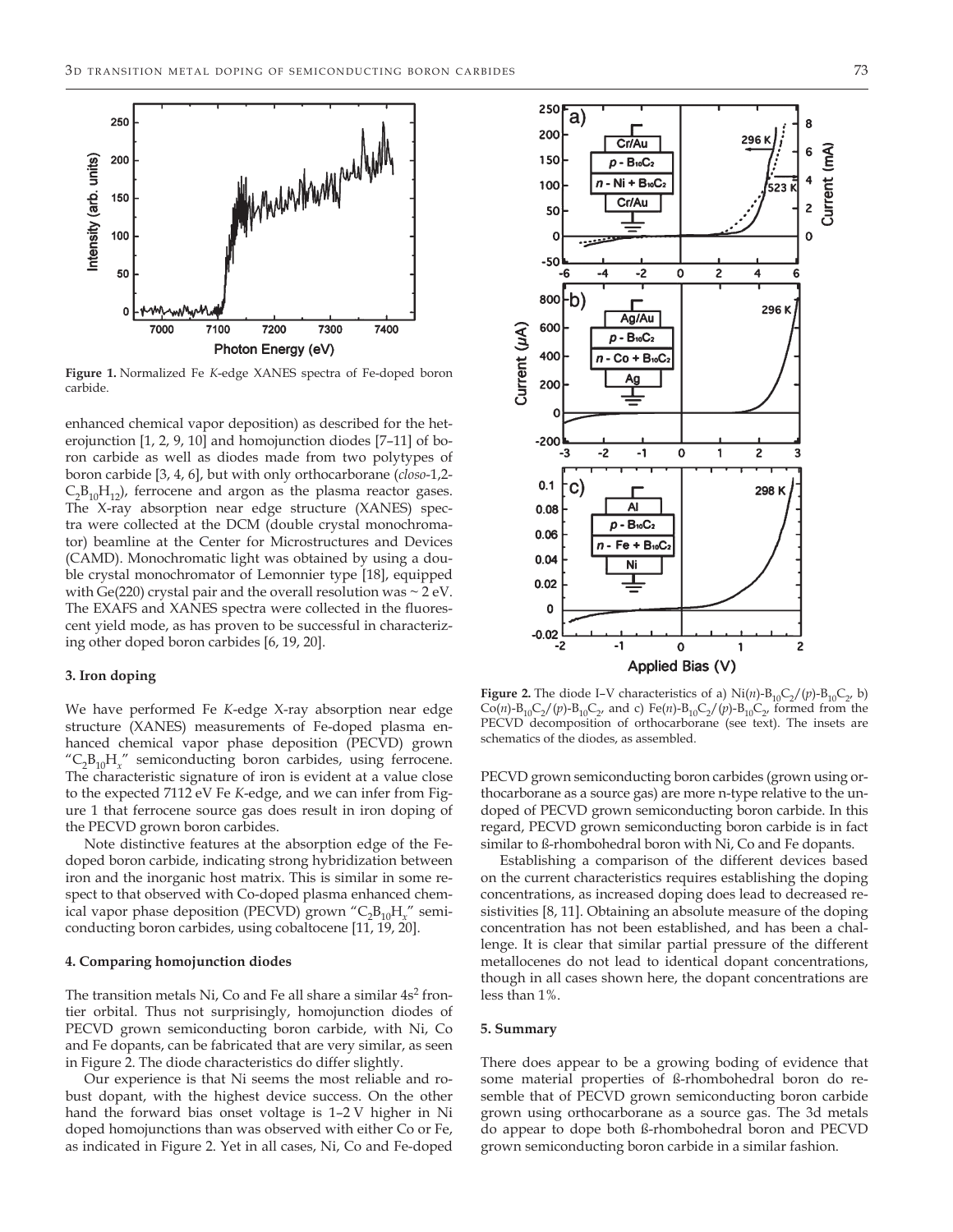Figure 1. Normalized Fe *K*-edge XANES spectra of Fe-doped boron carbide.

enhanced chemical vapor deposition) as described for the heterojunction [1, 2, 9, 10] and homojunction diodes [7–11] of boron carbide as well as diodes made from two polytypes of boron carbide [3, 4, 6], but with only orthocarborane (*closo*-1,2-$C_2B_{10}H_{12}$), ferrocene and argon as the plasma reactor gases. The X-ray absorption near edge structure (XANES) spectra were collected at the DCM (double crystal monochromator) beamline at the Center for Microstructures and Devices (CAMD). Monochromatic light was obtained by using a double crystal monochromator of Lemonnier type [18], equipped with Ge(220) crystal pair and the overall resolution was ~ 2 eV. The EXAFS and XANES spectra were collected in the fluorescent yield mode, as has proven to be successful in characterizing other doped boron carbides [6, 19, 20].

### 3. Iron doping

We have performed Fe *K*-edge X-ray absorption near edge structure (XANES) measurements of Fe-doped plasma enhanced chemical vapor phase deposition (PECVD) grown "$C_2B_{10}H_x$" semiconducting boron carbides, using ferrocene. The characteristic signature of iron is evident at a value close to the expected 7112 eV Fe *K*-edge, and we can infer from Figure 1 that ferrocene source gas does result in iron doping of the PECVD grown boron carbides.

Note distinctive features at the absorption edge of the Fe-doped boron carbide, indicating strong hybridization between iron and the inorganic host matrix. This is similar in some respect to that observed with Co-doped plasma enhanced chemical vapor phase deposition (PECVD) grown "$C_2B_{10}H_x$" semiconducting boron carbides, using cobaltocene [11, 19, 20].

### 4. Comparing homojunction diodes

The transition metals Ni, Co and Fe all share a similar $4s^2$ frontier orbital. Thus not surprisingly, homojunction diodes of PECVD grown semiconducting boron carbide, with Ni, Co and Fe dopants, can be fabricated that are very similar, as seen in Figure 2. The diode characteristics do differ slightly.

Our experience is that Ni seems the most reliable and robust dopant, with the highest device success. On the other hand the forward bias onset voltage is 1–2 V higher in Ni doped homojunctions than was observed with either Co or Fe, as indicated in Figure 2. Yet in all cases, Ni, Co and Fe-doped PECVD grown semiconducting boron carbides (grown using orthocarborane as a source gas) are more n-type relative to the undoped of PECVD grown semiconducting boron carbide. In this regard, PECVD grown semiconducting boron carbide is in fact similar to ß-rhombohedral boron with Ni, Co and Fe dopants.

Establishing a comparison of the different devices based on the current characteristics requires establishing the doping concentrations, as increased doping does lead to decreased resistivities [8, 11]. Obtaining an absolute measure of the doping concentration has not been established, and has been a challenge. It is clear that similar partial pressure of the different metallocenes do not lead to identical dopant concentrations, though in all cases shown here, the dopant concentrations are less than 1%.

Figure 2. The diode I–V characteristics of a) Ni(*n*)-$B_{10}C_2$/(*p*)-$B_{10}C_2$, b) Co(*n*)-$B_{10}C_2$/(*p*)-$B_{10}C_2$, and c) Fe(*n*)-$B_{10}C_2$/(*p*)-$B_{10}C_2$, formed from the PECVD decomposition of orthocarborane (see text). The insets are schematics of the diodes, as assembled.

### 5. Summary

There does appear to be a growing boding of evidence that some material properties of ß-rhombohedral boron do resemble that of PECVD grown semiconducting boron carbide grown using orthocarborane as a source gas. The 3d metals do appear to dope both ß-rhombohedral boron and PECVD grown semiconducting boron carbide in a similar fashion.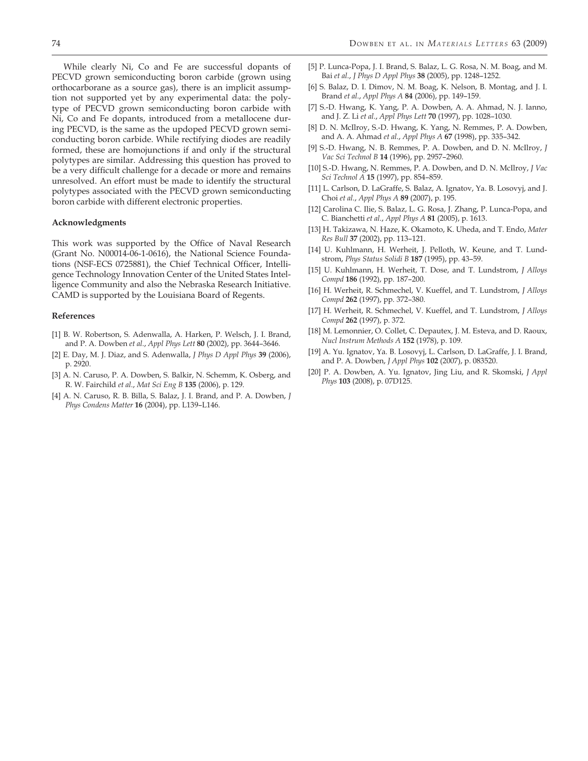While clearly Ni, Co and Fe are successful dopants of PECVD grown semiconducting boron carbide (grown using orthocarborane as a source gas), there is an implicit assumption not supported yet by any experimental data: the polytype of PECVD grown semiconducting boron carbide with Ni, Co and Fe dopants, introduced from a metallocene during PECVD, is the same as the updoped PECVD grown semiconducting boron carbide. While rectifying diodes are readily formed, these are homojunctions if and only if the structural polytypes are similar. Addressing this question has proved to be a very difficult challenge for a decade or more and remains unresolved. An effort must be made to identify the structural polytypes associated with the PECVD grown semiconducting boron carbide with different electronic properties.

### Acknowledgments

This work was supported by the Office of Naval Research (Grant No. N00014-06-1-0616), the National Science Foundations (NSF-ECS 0725881), the Chief Technical Officer, Intelligence Technology Innovation Center of the United States Intelligence Community and also the Nebraska Research Initiative. CAMD is supported by the Louisiana Board of Regents.

### References

[1] B. W. Robertson, S. Adenwalla, A. Harken, P. Welsch, J. I. Brand, and P. A. Dowben *et al.*, *Appl Phys Lett* **80** (2002), pp. 3644–3646.

[2] E. Day, M. J. Diaz, and S. Adenwalla, *J Phys D Appl Phys* **39** (2006), p. 2920.

[3] A. N. Caruso, P. A. Dowben, S. Balkir, N. Schemm, K. Osberg, and R. W. Fairchild *et al.*, *Mat Sci Eng B* **135** (2006), p. 129.

[4] A. N. Caruso, R. B. Billa, S. Balaz, J. I. Brand, and P. A. Dowben, *J Phys Condens Matter* **16** (2004), pp. L139–L146.

[5] P. Lunca-Popa, J. I. Brand, S. Balaz, L. G. Rosa, N. M. Boag, and M. Bai *et al.*, *J Phys D Appl Phys* **38** (2005), pp. 1248–1252.

[6] S. Balaz, D. I. Dimov, N. M. Boag, K. Nelson, B. Montag, and J. I. Brand *et al.*, *Appl Phys A* **84** (2006), pp. 149–159.

[7] S.-D. Hwang, K. Yang, P. A. Dowben, A. A. Ahmad, N. J. Ianno, and J. Z. Li *et al.*, *Appl Phys Lett* **70** (1997), pp. 1028–1030.

[8] D. N. McIlroy, S.-D. Hwang, K. Yang, N. Remmes, P. A. Dowben, and A. A. Ahmad *et al.*, *Appl Phys A* **67** (1998), pp. 335–342.

[9] S.-D. Hwang, N. B. Remmes, P. A. Dowben, and D. N. McIlroy, *J Vac Sci Technol B* **14** (1996), pp. 2957–2960.

[10] S.-D. Hwang, N. Remmes, P. A. Dowben, and D. N. McIlroy, *J Vac Sci Technol A* **15** (1997), pp. 854–859.

[11] L. Carlson, D. LaGraffe, S. Balaz, A. Ignatov, Ya. B. Losovyj, and J. Choi *et al.*, *Appl Phys A* **89** (2007), p. 195.

[12] Carolina C. Ilie, S. Balaz, L. G. Rosa, J. Zhang, P. Lunca-Popa, and C. Bianchetti *et al.*, *Appl Phys A* **81** (2005), p. 1613.

[13] H. Takizawa, N. Haze, K. Okamoto, K. Uheda, and T. Endo, *Mater Res Bull* **37** (2002), pp. 113–121.

[14] U. Kuhlmann, H. Werheit, J. Pelloth, W. Keune, and T. Lundstrom, *Phys Status Solidi B* **187** (1995), pp. 43–59.

[15] U. Kuhlmann, H. Werheit, T. Dose, and T. Lundstrom, *J Alloys Compd* **186** (1992), pp. 187–200.

[16] H. Werheit, R. Schmechel, V. Kueffel, and T. Lundstrom, *J Alloys Compd* **262** (1997), pp. 372–380.

[17] H. Werheit, R. Schmechel, V. Kueffel, and T. Lundstrom, *J Alloys Compd* **262** (1997), p. 372.

[18] M. Lemonnier, O. Collet, C. Depautex, J. M. Esteva, and D. Raoux, *Nucl Instrum Methods A* **152** (1978), p. 109.

[19] A. Yu. Ignatov, Ya. B. Losovyj, L. Carlson, D. LaGraffe, J. I. Brand, and P. A. Dowben, *J Appl Phys* **102** (2007), p. 083520.

[20] P. A. Dowben, A. Yu. Ignatov, Jing Liu, and R. Skomski, *J Appl Phys* **103** (2008), p. 07D125.